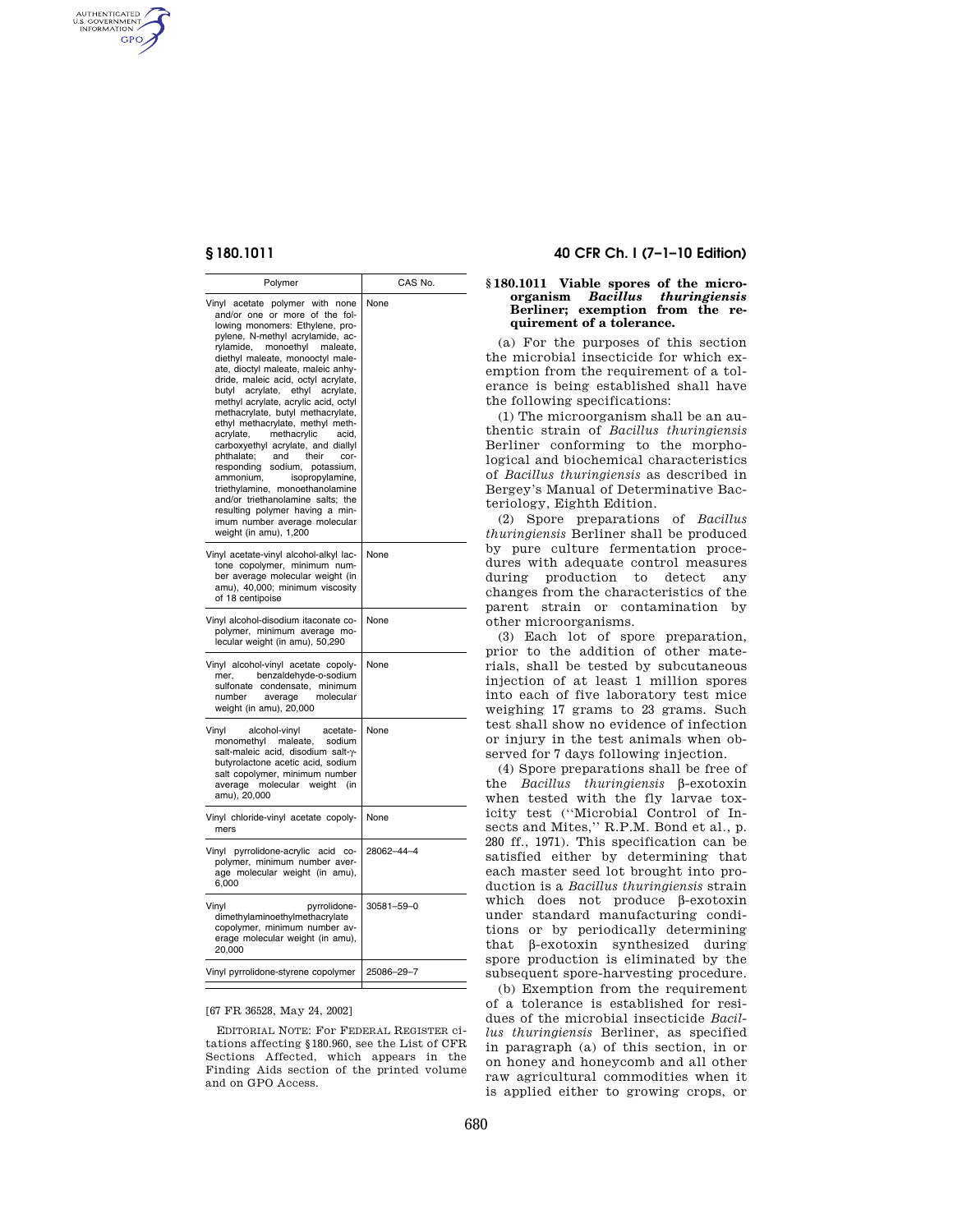| Polymer | CAS No. |
|---|---|
| Vinyl acetate polymer with none and/or one or more of the following monomers: Ethylene, propylene, N-methyl acrylamide, acrylamide, monoethyl maleate, diethyl maleate, monooctyl maleate, dioctyl maleate, maleic anhydride, maleic acid, octyl acrylate, butyl acrylate, ethyl acrylate, methyl acrylate, acrylic acid, octyl methacrylate, butyl methacrylate, ethyl methacrylate, methyl methacrylate, methacrylic acid, carboxyethyl acrylate, and diallyl phthalate; and their corresponding sodium, potassium, ammonium, isopropylamine, triethylamine, monoethanolamine and/or triethanolamine salts; the resulting polymer having a minimum number average molecular weight (in amu), 1,200 | None |
| Vinyl acetate-vinyl alcohol-alkyl lactone copolymer, minimum number average molecular weight (in amu), 40,000; minimum viscosity of 18 centipoise | None |
| Vinyl alcohol-disodium itaconate copolymer, minimum average molecular weight (in amu), 50,290 | None |
| Vinyl alcohol-vinyl acetate copolymer, benzaldehyde-o-sodium sulfonate condensate, minimum number average molecular weight (in amu), 20,000 | None |
| Vinyl alcohol-vinyl acetate-monomethyl maleate, sodium salt-maleic acid, disodium salt-γ-butyrolactone acetic acid, sodium salt copolymer, minimum number average molecular weight (in amu), 20,000 | None |
| Vinyl chloride-vinyl acetate copolymers | None |
| Vinyl pyrrolidone-acrylic acid copolymer, minimum number average molecular weight (in amu), 6,000 | 28062–44–4 |
| Vinyl pyrrolidone-dimethylaminoethylmethacrylate copolymer, minimum number average molecular weight (in amu), 20,000 | 30581–59–0 |
| Vinyl pyrrolidone-styrene copolymer | 25086–29–7 |

[67 FR 36528, May 24, 2002]

EDITORIAL NOTE: For FEDERAL REGISTER citations affecting §180.960, see the List of CFR Sections Affected, which appears in the Finding Aids section of the printed volume and on GPO Access.

## §180.1011 Viable spores of the microorganism *Bacillus thuringiensis* Berliner; exemption from the requirement of a tolerance.

(a) For the purposes of this section the microbial insecticide for which exemption from the requirement of a tolerance is being established shall have the following specifications:

(1) The microorganism shall be an authentic strain of *Bacillus thuringiensis* Berliner conforming to the morphological and biochemical characteristics of *Bacillus thuringiensis* as described in Bergey's Manual of Determinative Bacteriology, Eighth Edition.

(2) Spore preparations of *Bacillus thuringiensis* Berliner shall be produced by pure culture fermentation procedures with adequate control measures during production to detect any changes from the characteristics of the parent strain or contamination by other microorganisms.

(3) Each lot of spore preparation, prior to the addition of other materials, shall be tested by subcutaneous injection of at least 1 million spores into each of five laboratory test mice weighing 17 grams to 23 grams. Such test shall show no evidence of infection or injury in the test animals when observed for 7 days following injection.

(4) Spore preparations shall be free of the *Bacillus thuringiensis* β-exotoxin when tested with the fly larvae toxicity test (''Microbial Control of Insects and Mites,'' R.P.M. Bond et al., p. 280 ff., 1971). This specification can be satisfied either by determining that each master seed lot brought into production is a *Bacillus thuringiensis* strain which does not produce β-exotoxin under standard manufacturing conditions or by periodically determining that β-exotoxin synthesized during spore production is eliminated by the subsequent spore-harvesting procedure.

(b) Exemption from the requirement of a tolerance is established for residues of the microbial insecticide *Bacillus thuringiensis* Berliner, as specified in paragraph (a) of this section, in or on honey and honeycomb and all other raw agricultural commodities when it is applied either to growing crops, or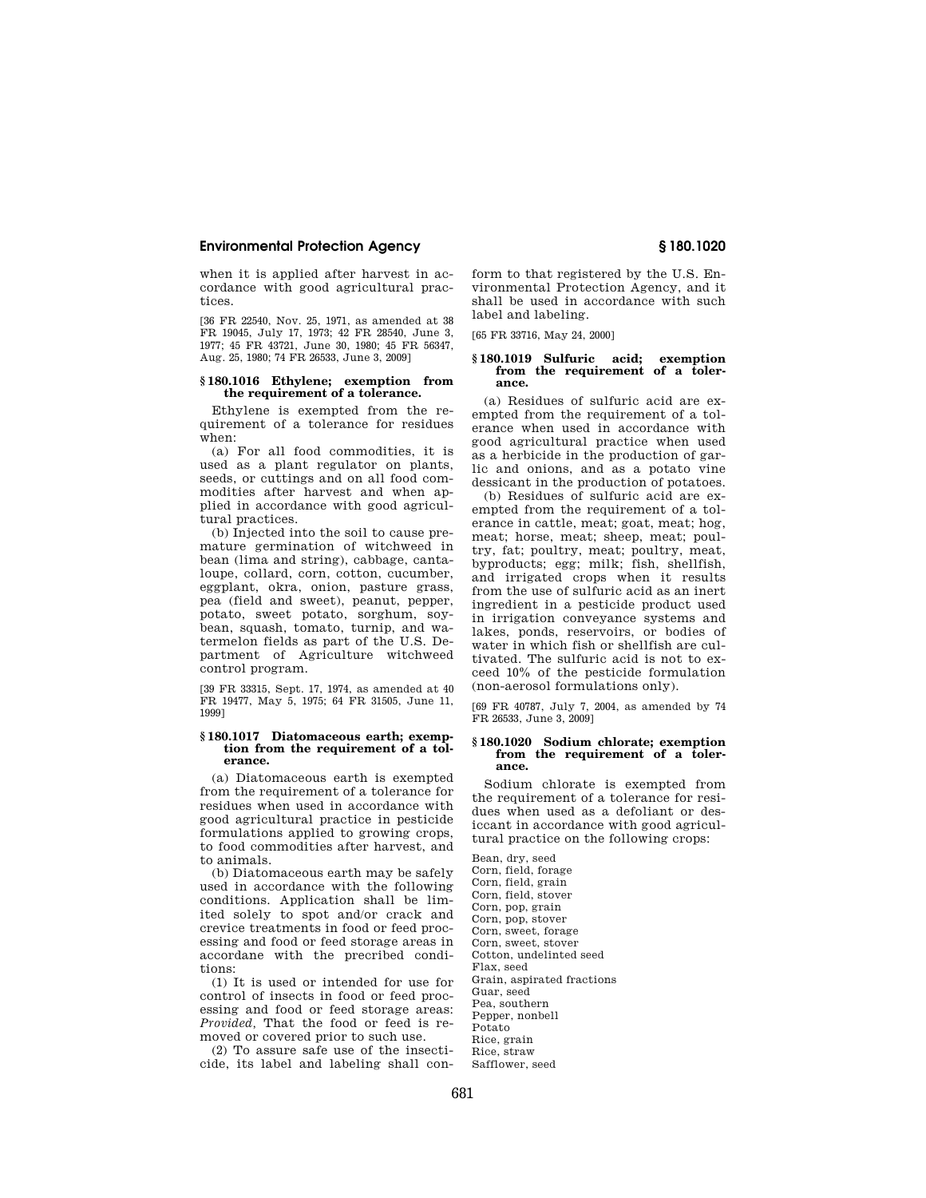when it is applied after harvest in accordance with good agricultural practices.

[36 FR 22540, Nov. 25, 1971, as amended at 38 FR 19045, July 17, 1973; 42 FR 28540, June 3, 1977; 45 FR 43721, June 30, 1980; 45 FR 56347, Aug. 25, 1980; 74 FR 26533, June 3, 2009]

### § 180.1016 Ethylene; exemption from the requirement of a tolerance.

Ethylene is exempted from the requirement of a tolerance for residues when:

(a) For all food commodities, it is used as a plant regulator on plants, seeds, or cuttings and on all food commodities after harvest and when applied in accordance with good agricultural practices.

(b) Injected into the soil to cause premature germination of witchweed in bean (lima and string), cabbage, cantaloupe, collard, corn, cotton, cucumber, eggplant, okra, onion, pasture grass, pea (field and sweet), peanut, pepper, potato, sweet potato, sorghum, soybean, squash, tomato, turnip, and watermelon fields as part of the U.S. Department of Agriculture witchweed control program.

[39 FR 33315, Sept. 17, 1974, as amended at 40 FR 19477, May 5, 1975; 64 FR 31505, June 11, 1999]

### § 180.1017 Diatomaceous earth; exemption from the requirement of a tolerance.

(a) Diatomaceous earth is exempted from the requirement of a tolerance for residues when used in accordance with good agricultural practice in pesticide formulations applied to growing crops, to food commodities after harvest, and to animals.

(b) Diatomaceous earth may be safely used in accordance with the following conditions. Application shall be limited solely to spot and/or crack and crevice treatments in food or feed processing and food or feed storage areas in accordane with the precribed conditions:

(1) It is used or intended for use for control of insects in food or feed processing and food or feed storage areas: *Provided*, That the food or feed is removed or covered prior to such use.

(2) To assure safe use of the insecticide, its label and labeling shall conform to that registered by the U.S. Environmental Protection Agency, and it shall be used in accordance with such label and labeling.

[65 FR 33716, May 24, 2000]

### § 180.1019 Sulfuric acid; exemption from the requirement of a tolerance.

(a) Residues of sulfuric acid are exempted from the requirement of a tolerance when used in accordance with good agricultural practice when used as a herbicide in the production of garlic and onions, and as a potato vine dessicant in the production of potatoes.

(b) Residues of sulfuric acid are exempted from the requirement of a tolerance in cattle, meat; goat, meat; hog, meat; horse, meat; sheep, meat; poultry, fat; poultry, meat; poultry, meat, byproducts; egg; milk; fish, shellfish, and irrigated crops when it results from the use of sulfuric acid as an inert ingredient in a pesticide product used in irrigation conveyance systems and lakes, ponds, reservoirs, or bodies of water in which fish or shellfish are cultivated. The sulfuric acid is not to exceed 10% of the pesticide formulation (non-aerosol formulations only).

[69 FR 40787, July 7, 2004, as amended by 74 FR 26533, June 3, 2009]

### § 180.1020 Sodium chlorate; exemption from the requirement of a tolerance.

Sodium chlorate is exempted from the requirement of a tolerance for residues when used as a defoliant or desiccant in accordance with good agricultural practice on the following crops:

Bean, dry, seed
Corn, field, forage
Corn, field, grain
Corn, field, stover
Corn, pop, grain
Corn, pop, stover
Corn, sweet, forage
Corn, sweet, stover
Cotton, undelinted seed
Flax, seed
Grain, aspirated fractions
Guar, seed
Pea, southern
Pepper, nonbell
Potato
Rice, grain
Rice, straw
Safflower, seed